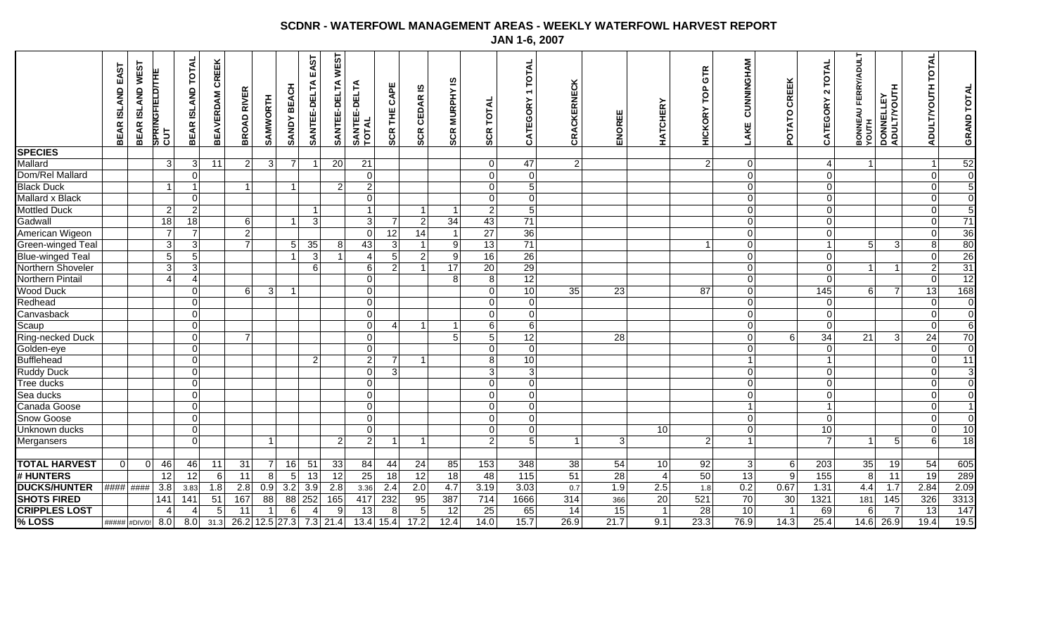# SCDNR - WATERFOWL MANAGEMENT AREAS - WEEKLY WATERFOWL HARVEST REPORT

## JAN 1-6, 2007

| SPECIES | BEAR ISLAND EAST | BEAR ISLAND WEST | SPRINGFIELD/THE CUT | BEAR ISLAND TOTAL | BEAVERDAM CREEK | BROAD RIVER | SAMWORTH | SANDY BEACH | SANTEE-DELTA EAST | SANTEE-DELTA WEST | SANTEE-DELTA TOTAL | SCR THE CAPE | SCR CEDAR IS | SCR MURPHY IS | SCR TOTAL | CATEGORY 1 TOTAL | CRACKERNECK | ENOREE | HATCHERY | HICKORY TOP GTR | LAKE CUNNINGHAM | POTATO CREEK | CATEGORY 2 TOTAL | BONNEAU FERRY/ADULT YOUTH | DONNELLEY ADULT/YOUTH | ADULT/YOUTH TOTAL | GRAND TOTAL |
|---|---|---|---|---|---|---|---|---|---|---|---|---|---|---|---|---|---|---|---|---|---|---|---|---|---|---|---|
| Mallard | | | 3 | 3 | 11 | 2 | 3 | 7 | 1 | 20 | 21 | | | | 0 | 47 | 2 | | | 2 | 0 | | 4 | 1 | | 1 | 52 |
| Dom/Rel Mallard | | | | 0 | | | | | | | 0 | | | | 0 | 0 | | | | | 0 | | 0 | | | 0 | 0 |
| Black Duck | | | 1 | 1 | | 1 | | 1 | | 2 | 2 | | | | 0 | 5 | | | | | 0 | | 0 | | | 0 | 5 |
| Mallard x Black | | | | 0 | | | | | | | 0 | | | | 0 | 0 | | | | | 0 | | 0 | | | 0 | 0 |
| Mottled Duck | | | 2 | 2 | | | | | 1 | | 1 | | 1 | 1 | 2 | 5 | | | | | 0 | | 0 | | | 0 | 5 |
| Gadwall | | | 18 | 18 | | 6 | | 1 | 3 | | 3 | 7 | 2 | 34 | 43 | 71 | | | | | 0 | | 0 | | | 0 | 71 |
| American Wigeon | | | 7 | 7 | | 2 | | | | | 0 | 12 | 14 | 1 | 27 | 36 | | | | | 0 | | 0 | | | 0 | 36 |
| Green-winged Teal | | | 3 | 3 | | 7 | | 5 | 35 | 8 | 43 | 3 | 1 | 9 | 13 | 71 | | | | 1 | 0 | | 1 | 5 | 3 | 8 | 80 |
| Blue-winged Teal | | | 5 | 5 | | | | 1 | 3 | 1 | 4 | 5 | 2 | 9 | 16 | 26 | | | | | 0 | | 0 | | | 0 | 26 |
| Northern Shoveler | | | 3 | 3 | | | | | 6 | | 6 | 2 | 1 | 17 | 20 | 29 | | | | | 0 | | 0 | 1 | 1 | 2 | 31 |
| Northern Pintail | | | 4 | 4 | | | | | | | 0 | | | 8 | 8 | 12 | | | | | 0 | | 0 | | | 0 | 12 |
| Wood Duck | | | | 0 | | 6 | 3 | 1 | | | 0 | | | | 0 | 10 | 35 | 23 | | 87 | 0 | | 145 | 6 | 7 | 13 | 168 |
| Redhead | | | | 0 | | | | | | | 0 | | | | 0 | 0 | | | | | 0 | | 0 | | | 0 | 0 |
| Canvasback | | | | 0 | | | | | | | 0 | | | | 0 | 0 | | | | | 0 | | 0 | | | 0 | 0 |
| Scaup | | | | 0 | | | | | | | 0 | 4 | 1 | 1 | 6 | 6 | | | | | 0 | | 0 | | | 0 | 6 |
| Ring-necked Duck | | | | 0 | | 7 | | | | | 0 | | | 5 | 5 | 12 | | 28 | | | 0 | 6 | 34 | 21 | 3 | 24 | 70 |
| Golden-eye | | | | 0 | | | | | | | 0 | | | | 0 | 0 | | | | | 0 | | 0 | | | 0 | 0 |
| Bufflehead | | | | 0 | | | | | 2 | | 2 | 7 | 1 | | 8 | 10 | | | | | 1 | | 1 | | | 0 | 11 |
| Ruddy Duck | | | | 0 | | | | | | | 0 | 3 | | | 3 | 3 | | | | | 0 | | 0 | | | 0 | 3 |
| Tree ducks | | | | 0 | | | | | | | 0 | | | | 0 | 0 | | | | | 0 | | 0 | | | 0 | 0 |
| Sea ducks | | | | 0 | | | | | | | 0 | | | | 0 | 0 | | | | | 0 | | 0 | | | 0 | 0 |
| Canada Goose | | | | 0 | | | | | | | 0 | | | | 0 | 0 | | | | | 1 | | 1 | | | 0 | 1 |
| Snow Goose | | | | 0 | | | | | | | 0 | | | | 0 | 0 | | | | | 0 | | 0 | | | 0 | 0 |
| Unknown ducks | | | | 0 | | | | | | | 0 | | | | 0 | 0 | | | 10 | | 0 | | 10 | | | 0 | 10 |
| Mergansers | | | | 0 | | | 1 | | | 2 | 2 | 1 | 1 | | 2 | 5 | 1 | 3 | | 2 | 1 | | 7 | 1 | 5 | 6 | 18 |
| | | | | | | | | | | | | | | | | | | | | | | | | | | | |
| **TOTAL HARVEST** | 0 | 0 | 46 | 46 | 11 | 31 | 7 | 16 | 51 | 33 | 84 | 44 | 24 | 85 | 153 | 348 | 38 | 54 | 10 | 92 | 3 | 6 | 203 | 35 | 19 | 54 | 605 |
| **# HUNTERS** | | | 12 | 12 | 6 | 11 | 8 | 5 | 13 | 12 | 25 | 18 | 12 | 18 | 48 | 115 | 51 | 28 | 4 | 50 | 13 | 9 | 155 | 8 | 11 | 19 | 289 |
| **DUCKS/HUNTER** | #### | #### | 3.8 | 3.83 | 1.8 | 2.8 | 0.9 | 3.2 | 3.9 | 2.8 | 3.36 | 2.4 | 2.0 | 4.7 | 3.19 | 3.03 | 0.7 | 1.9 | 2.5 | 1.8 | 0.2 | 0.67 | 1.31 | 4.4 | 1.7 | 2.84 | 2.09 |
| **SHOTS FIRED** | | | 141 | 141 | 51 | 167 | 88 | 88 | 252 | 165 | 417 | 232 | 95 | 387 | 714 | 1666 | 314 | 366 | 20 | 521 | 70 | 30 | 1321 | 181 | 145 | 326 | 3313 |
| **CRIPPLES LOST** | | | 4 | 4 | 5 | 11 | 1 | 6 | 4 | 9 | 13 | 8 | 5 | 12 | 25 | 65 | 14 | 15 | 1 | 28 | 10 | 1 | 69 | 6 | 7 | 13 | 147 |
| **% LOSS** | ##### | #DIV/0! | 8.0 | 8.0 | 31.3 | 26.2 | 12.5 | 27.3 | 7.3 | 21.4 | 13.4 | 15.4 | 17.2 | 12.4 | 14.0 | 15.7 | 26.9 | 21.7 | 9.1 | 23.3 | 76.9 | 14.3 | 25.4 | 14.6 | 26.9 | 19.4 | 19.5 |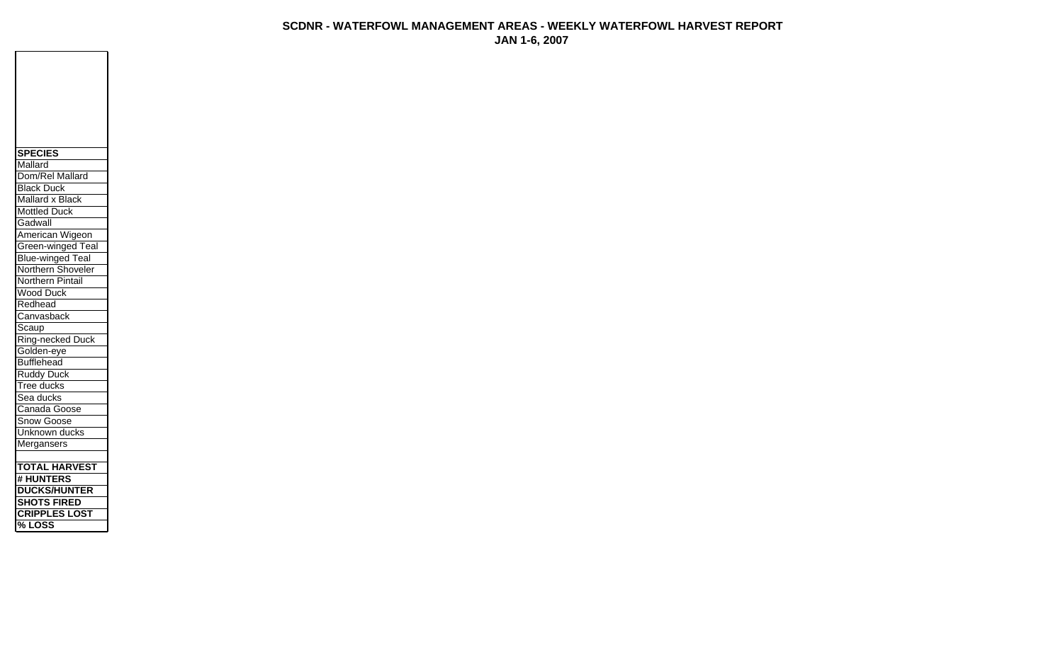**SCDNR - WATERFOWL MANAGEMENT AREAS - WEEKLY WATERFOWL HARVEST REPORT**
**JAN 1-6, 2007**

| |
|---|
| **SPECIES** |
| Mallard |
| Dom/Rel Mallard |
| Black Duck |
| Mallard x Black |
| Mottled Duck |
| Gadwall |
| American Wigeon |
| Green-winged Teal |
| Blue-winged Teal |
| Northern Shoveler |
| Northern Pintail |
| Wood Duck |
| Redhead |
| Canvasback |
| Scaup |
| Ring-necked Duck |
| Golden-eye |
| Bufflehead |
| Ruddy Duck |
| Tree ducks |
| Sea ducks |
| Canada Goose |
| Snow Goose |
| Unknown ducks |
| Mergansers |
| |
| **TOTAL HARVEST** |
| **# HUNTERS** |
| **DUCKS/HUNTER** |
| **SHOTS FIRED** |
| **CRIPPLES LOST** |
| **% LOSS** |